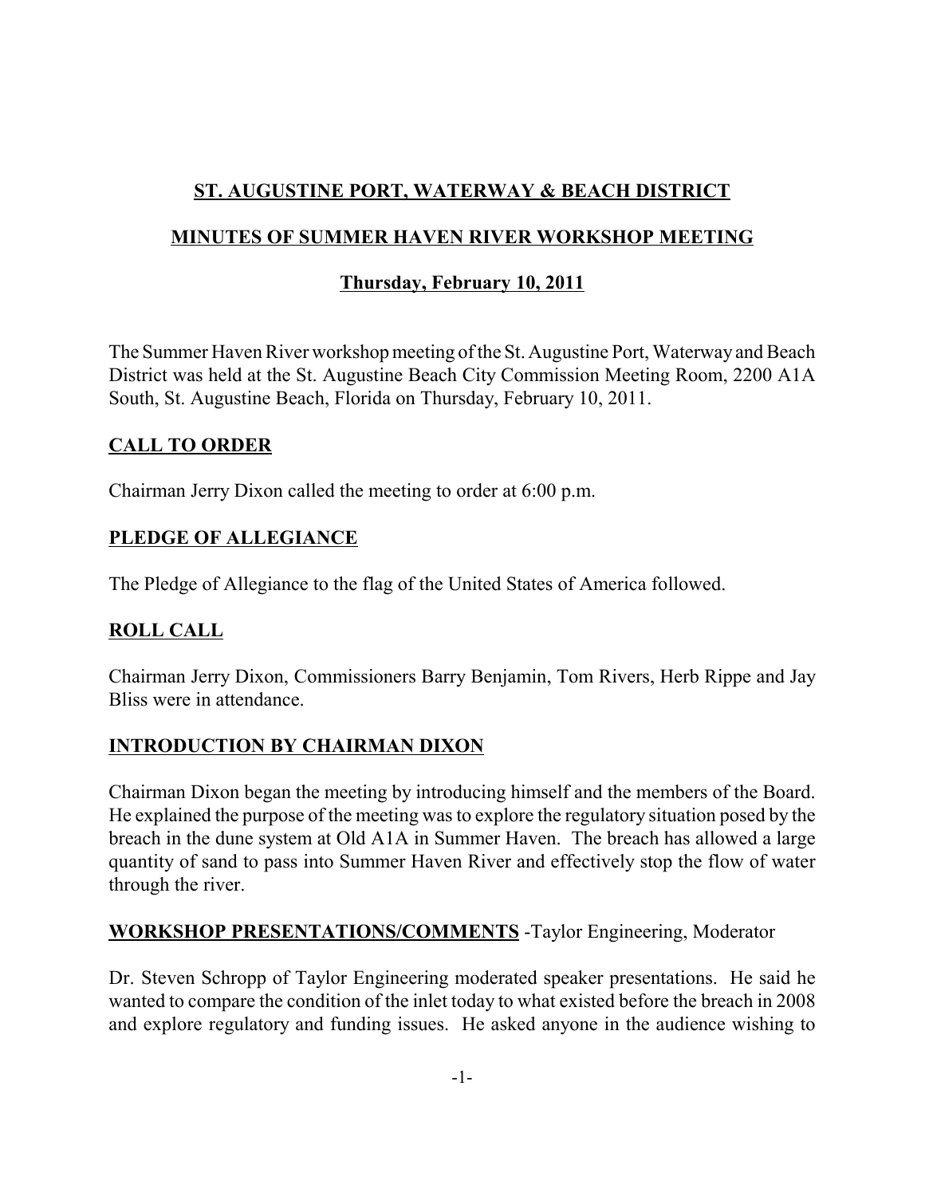# ST. AUGUSTINE PORT, WATERWAY & BEACH DISTRICT

## MINUTES OF SUMMER HAVEN RIVER WORKSHOP MEETING

### Thursday, February 10, 2011

The Summer Haven River workshop meeting of the St. Augustine Port, Waterway and Beach District was held at the St. Augustine Beach City Commission Meeting Room, 2200 A1A South, St. Augustine Beach, Florida on Thursday, February 10, 2011.

**CALL TO ORDER**

Chairman Jerry Dixon called the meeting to order at 6:00 p.m.

**PLEDGE OF ALLEGIANCE**

The Pledge of Allegiance to the flag of the United States of America followed.

**ROLL CALL**

Chairman Jerry Dixon, Commissioners Barry Benjamin, Tom Rivers, Herb Rippe and Jay Bliss were in attendance.

**INTRODUCTION BY CHAIRMAN DIXON**

Chairman Dixon began the meeting by introducing himself and the members of the Board. He explained the purpose of the meeting was to explore the regulatory situation posed by the breach in the dune system at Old A1A in Summer Haven. The breach has allowed a large quantity of sand to pass into Summer Haven River and effectively stop the flow of water through the river.

**WORKSHOP PRESENTATIONS/COMMENTS** -Taylor Engineering, Moderator

Dr. Steven Schropp of Taylor Engineering moderated speaker presentations. He said he wanted to compare the condition of the inlet today to what existed before the breach in 2008 and explore regulatory and funding issues. He asked anyone in the audience wishing to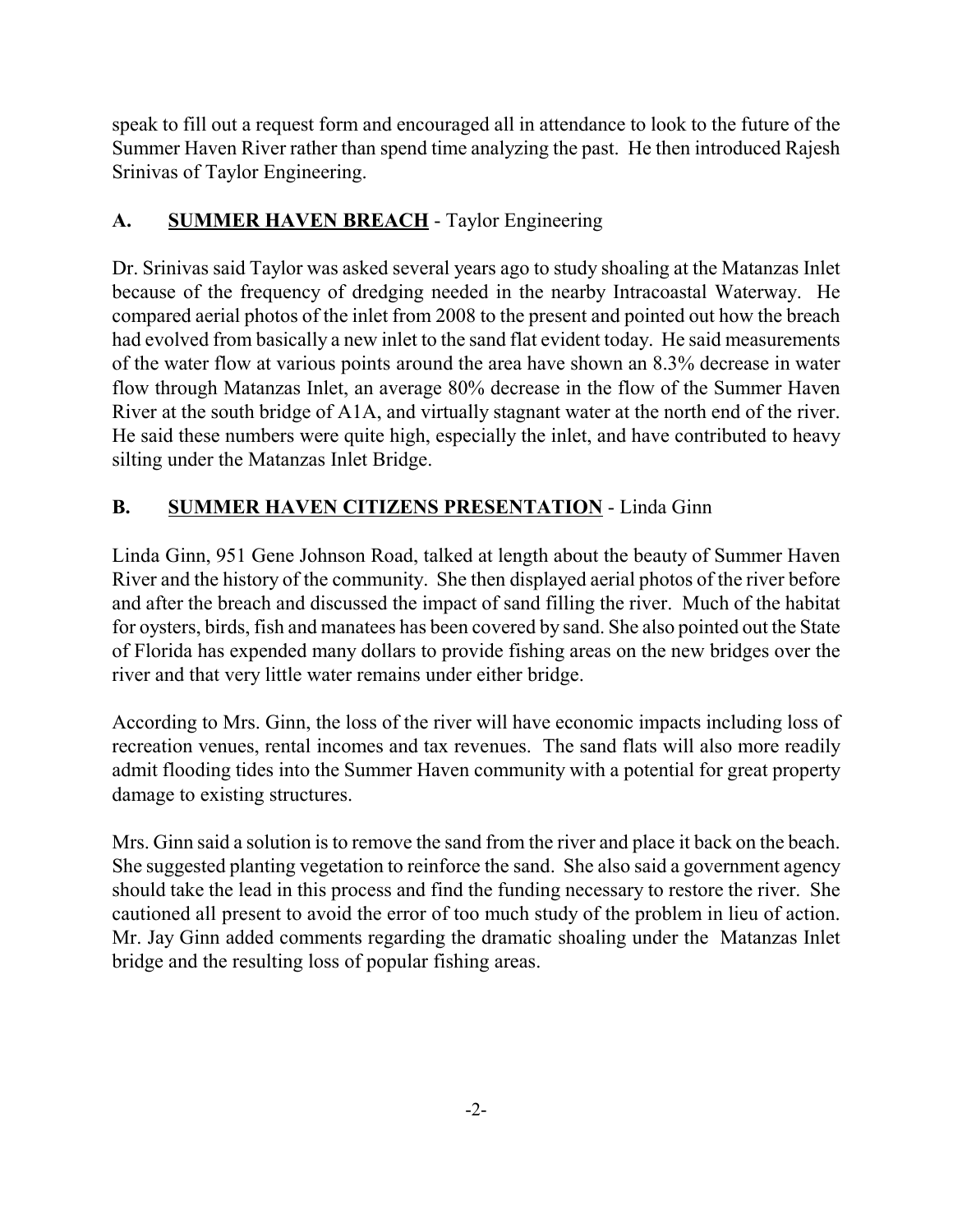speak to fill out a request form and encouraged all in attendance to look to the future of the Summer Haven River rather than spend time analyzing the past. He then introduced Rajesh Srinivas of Taylor Engineering.

## A. <u>SUMMER HAVEN BREACH</u> - Taylor Engineering

Dr. Srinivas said Taylor was asked several years ago to study shoaling at the Matanzas Inlet because of the frequency of dredging needed in the nearby Intracoastal Waterway. He compared aerial photos of the inlet from 2008 to the present and pointed out how the breach had evolved from basically a new inlet to the sand flat evident today. He said measurements of the water flow at various points around the area have shown an 8.3% decrease in water flow through Matanzas Inlet, an average 80% decrease in the flow of the Summer Haven River at the south bridge of A1A, and virtually stagnant water at the north end of the river. He said these numbers were quite high, especially the inlet, and have contributed to heavy silting under the Matanzas Inlet Bridge.

## B. <u>SUMMER HAVEN CITIZENS PRESENTATION</u> - Linda Ginn

Linda Ginn, 951 Gene Johnson Road, talked at length about the beauty of Summer Haven River and the history of the community. She then displayed aerial photos of the river before and after the breach and discussed the impact of sand filling the river. Much of the habitat for oysters, birds, fish and manatees has been covered by sand. She also pointed out the State of Florida has expended many dollars to provide fishing areas on the new bridges over the river and that very little water remains under either bridge.

According to Mrs. Ginn, the loss of the river will have economic impacts including loss of recreation venues, rental incomes and tax revenues. The sand flats will also more readily admit flooding tides into the Summer Haven community with a potential for great property damage to existing structures.

Mrs. Ginn said a solution is to remove the sand from the river and place it back on the beach. She suggested planting vegetation to reinforce the sand. She also said a government agency should take the lead in this process and find the funding necessary to restore the river. She cautioned all present to avoid the error of too much study of the problem in lieu of action. Mr. Jay Ginn added comments regarding the dramatic shoaling under the Matanzas Inlet bridge and the resulting loss of popular fishing areas.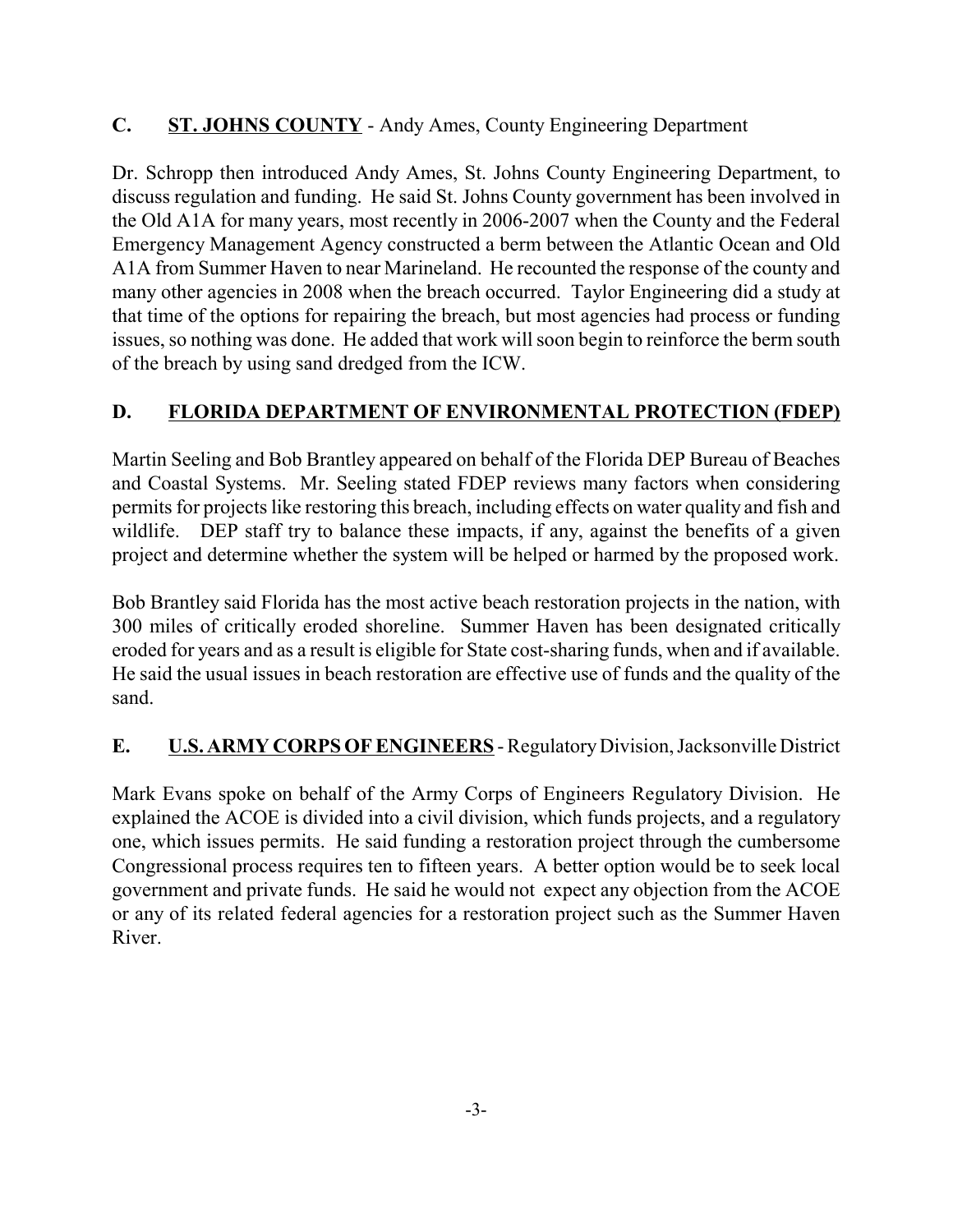## C. <u>ST. JOHNS COUNTY</u> - Andy Ames, County Engineering Department

Dr. Schropp then introduced Andy Ames, St. Johns County Engineering Department, to discuss regulation and funding. He said St. Johns County government has been involved in the Old A1A for many years, most recently in 2006-2007 when the County and the Federal Emergency Management Agency constructed a berm between the Atlantic Ocean and Old A1A from Summer Haven to near Marineland. He recounted the response of the county and many other agencies in 2008 when the breach occurred. Taylor Engineering did a study at that time of the options for repairing the breach, but most agencies had process or funding issues, so nothing was done. He added that work will soon begin to reinforce the berm south of the breach by using sand dredged from the ICW.

## D. <u>FLORIDA DEPARTMENT OF ENVIRONMENTAL PROTECTION (FDEP)</u>

Martin Seeling and Bob Brantley appeared on behalf of the Florida DEP Bureau of Beaches and Coastal Systems. Mr. Seeling stated FDEP reviews many factors when considering permits for projects like restoring this breach, including effects on water quality and fish and wildlife. DEP staff try to balance these impacts, if any, against the benefits of a given project and determine whether the system will be helped or harmed by the proposed work.

Bob Brantley said Florida has the most active beach restoration projects in the nation, with 300 miles of critically eroded shoreline. Summer Haven has been designated critically eroded for years and as a result is eligible for State cost-sharing funds, when and if available. He said the usual issues in beach restoration are effective use of funds and the quality of the sand.

## E. <u>U.S. ARMY CORPS OF ENGINEERS</u> - Regulatory Division, Jacksonville District

Mark Evans spoke on behalf of the Army Corps of Engineers Regulatory Division. He explained the ACOE is divided into a civil division, which funds projects, and a regulatory one, which issues permits. He said funding a restoration project through the cumbersome Congressional process requires ten to fifteen years. A better option would be to seek local government and private funds. He said he would not expect any objection from the ACOE or any of its related federal agencies for a restoration project such as the Summer Haven River.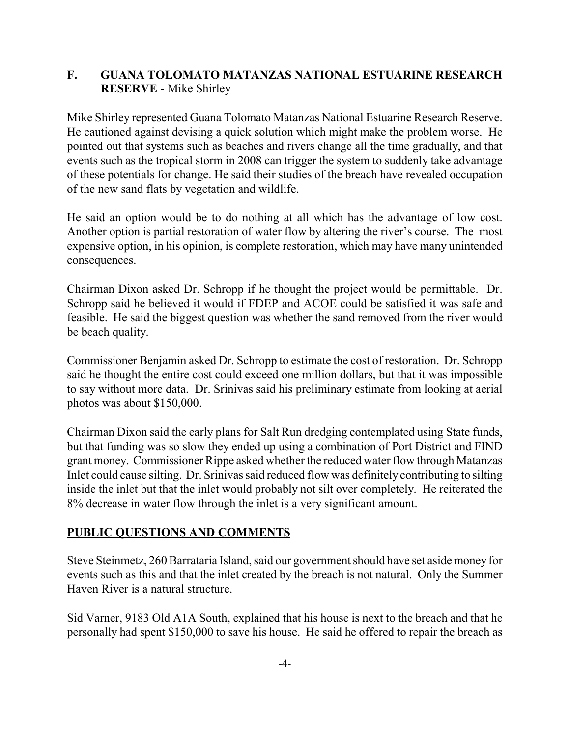## F. GUANA TOLOMATO MATANZAS NATIONAL ESTUARINE RESEARCH RESERVE - Mike Shirley

Mike Shirley represented Guana Tolomato Matanzas National Estuarine Research Reserve. He cautioned against devising a quick solution which might make the problem worse. He pointed out that systems such as beaches and rivers change all the time gradually, and that events such as the tropical storm in 2008 can trigger the system to suddenly take advantage of these potentials for change. He said their studies of the breach have revealed occupation of the new sand flats by vegetation and wildlife.

He said an option would be to do nothing at all which has the advantage of low cost. Another option is partial restoration of water flow by altering the river's course. The most expensive option, in his opinion, is complete restoration, which may have many unintended consequences.

Chairman Dixon asked Dr. Schropp if he thought the project would be permittable. Dr. Schropp said he believed it would if FDEP and ACOE could be satisfied it was safe and feasible. He said the biggest question was whether the sand removed from the river would be beach quality.

Commissioner Benjamin asked Dr. Schropp to estimate the cost of restoration. Dr. Schropp said he thought the entire cost could exceed one million dollars, but that it was impossible to say without more data. Dr. Srinivas said his preliminary estimate from looking at aerial photos was about $150,000.

Chairman Dixon said the early plans for Salt Run dredging contemplated using State funds, but that funding was so slow they ended up using a combination of Port District and FIND grant money. Commissioner Rippe asked whether the reduced water flow through Matanzas Inlet could cause silting. Dr. Srinivas said reduced flow was definitely contributing to silting inside the inlet but that the inlet would probably not silt over completely. He reiterated the 8% decrease in water flow through the inlet is a very significant amount.

## PUBLIC QUESTIONS AND COMMENTS

Steve Steinmetz, 260 Barrataria Island, said our government should have set aside money for events such as this and that the inlet created by the breach is not natural. Only the Summer Haven River is a natural structure.

Sid Varner, 9183 Old A1A South, explained that his house is next to the breach and that he personally had spent $150,000 to save his house. He said he offered to repair the breach as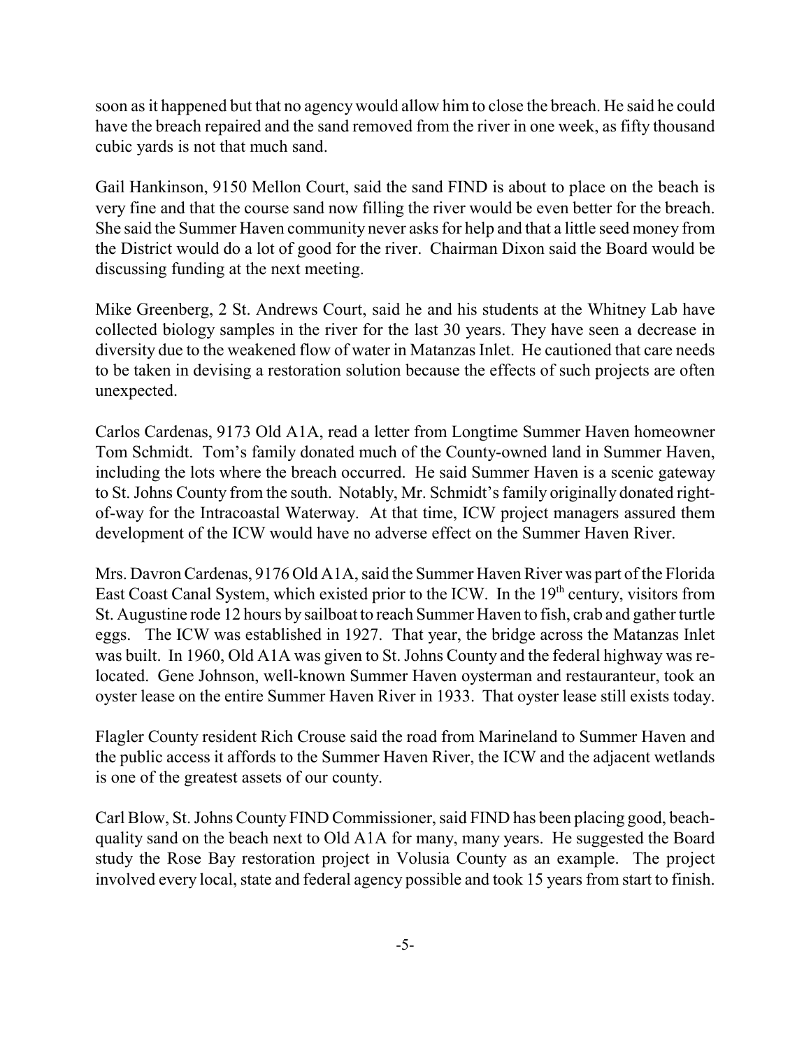soon as it happened but that no agency would allow him to close the breach. He said he could have the breach repaired and the sand removed from the river in one week, as fifty thousand cubic yards is not that much sand.

Gail Hankinson, 9150 Mellon Court, said the sand FIND is about to place on the beach is very fine and that the course sand now filling the river would be even better for the breach. She said the Summer Haven community never asks for help and that a little seed money from the District would do a lot of good for the river. Chairman Dixon said the Board would be discussing funding at the next meeting.

Mike Greenberg, 2 St. Andrews Court, said he and his students at the Whitney Lab have collected biology samples in the river for the last 30 years. They have seen a decrease in diversity due to the weakened flow of water in Matanzas Inlet. He cautioned that care needs to be taken in devising a restoration solution because the effects of such projects are often unexpected.

Carlos Cardenas, 9173 Old A1A, read a letter from Longtime Summer Haven homeowner Tom Schmidt. Tom's family donated much of the County-owned land in Summer Haven, including the lots where the breach occurred. He said Summer Haven is a scenic gateway to St. Johns County from the south. Notably, Mr. Schmidt's family originally donated right-of-way for the Intracoastal Waterway. At that time, ICW project managers assured them development of the ICW would have no adverse effect on the Summer Haven River.

Mrs. Davron Cardenas, 9176 Old A1A, said the Summer Haven River was part of the Florida East Coast Canal System, which existed prior to the ICW. In the 19th century, visitors from St. Augustine rode 12 hours by sailboat to reach Summer Haven to fish, crab and gather turtle eggs. The ICW was established in 1927. That year, the bridge across the Matanzas Inlet was built. In 1960, Old A1A was given to St. Johns County and the federal highway was re-located. Gene Johnson, well-known Summer Haven oysterman and restauranteur, took an oyster lease on the entire Summer Haven River in 1933. That oyster lease still exists today.

Flagler County resident Rich Crouse said the road from Marineland to Summer Haven and the public access it affords to the Summer Haven River, the ICW and the adjacent wetlands is one of the greatest assets of our county.

Carl Blow, St. Johns County FIND Commissioner, said FIND has been placing good, beach-quality sand on the beach next to Old A1A for many, many years. He suggested the Board study the Rose Bay restoration project in Volusia County as an example. The project involved every local, state and federal agency possible and took 15 years from start to finish.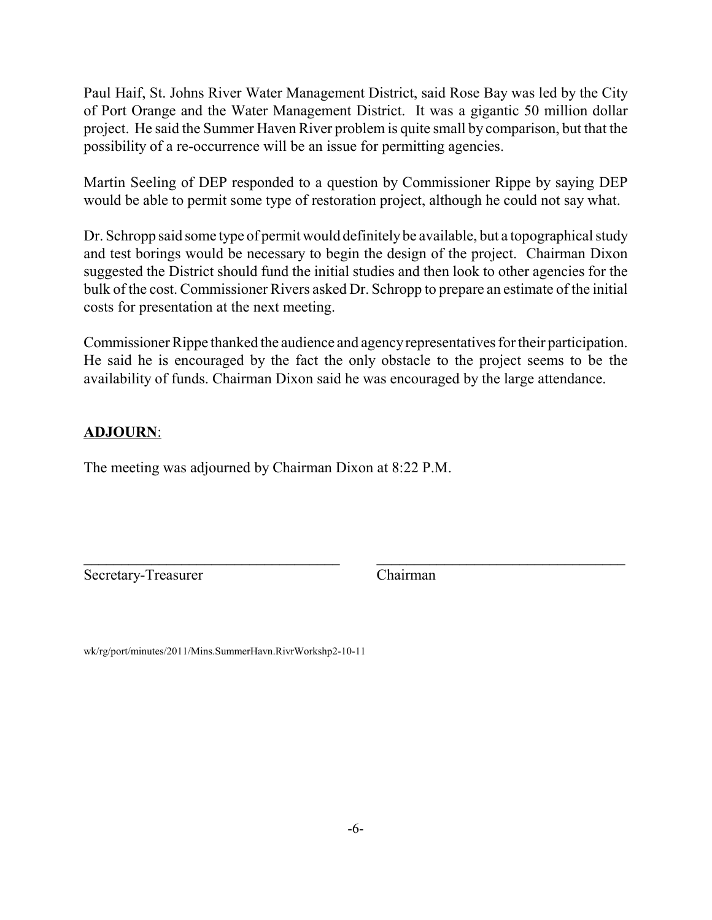Paul Haif, St. Johns River Water Management District, said Rose Bay was led by the City of Port Orange and the Water Management District. It was a gigantic 50 million dollar project. He said the Summer Haven River problem is quite small by comparison, but that the possibility of a re-occurrence will be an issue for permitting agencies.

Martin Seeling of DEP responded to a question by Commissioner Rippe by saying DEP would be able to permit some type of restoration project, although he could not say what.

Dr. Schropp said some type of permit would definitely be available, but a topographical study and test borings would be necessary to begin the design of the project. Chairman Dixon suggested the District should fund the initial studies and then look to other agencies for the bulk of the cost. Commissioner Rivers asked Dr. Schropp to prepare an estimate of the initial costs for presentation at the next meeting.

Commissioner Rippe thanked the audience and agency representatives for their participation. He said he is encouraged by the fact the only obstacle to the project seems to be the availability of funds. Chairman Dixon said he was encouraged by the large attendance.

**ADJOURN**:

The meeting was adjourned by Chairman Dixon at 8:22 P.M.

___________________________________ ___________________________________

Secretary-Treasurer Chairman

wk/rg/port/minutes/2011/Mins.SummerHavn.RivrWorkshp2-10-11